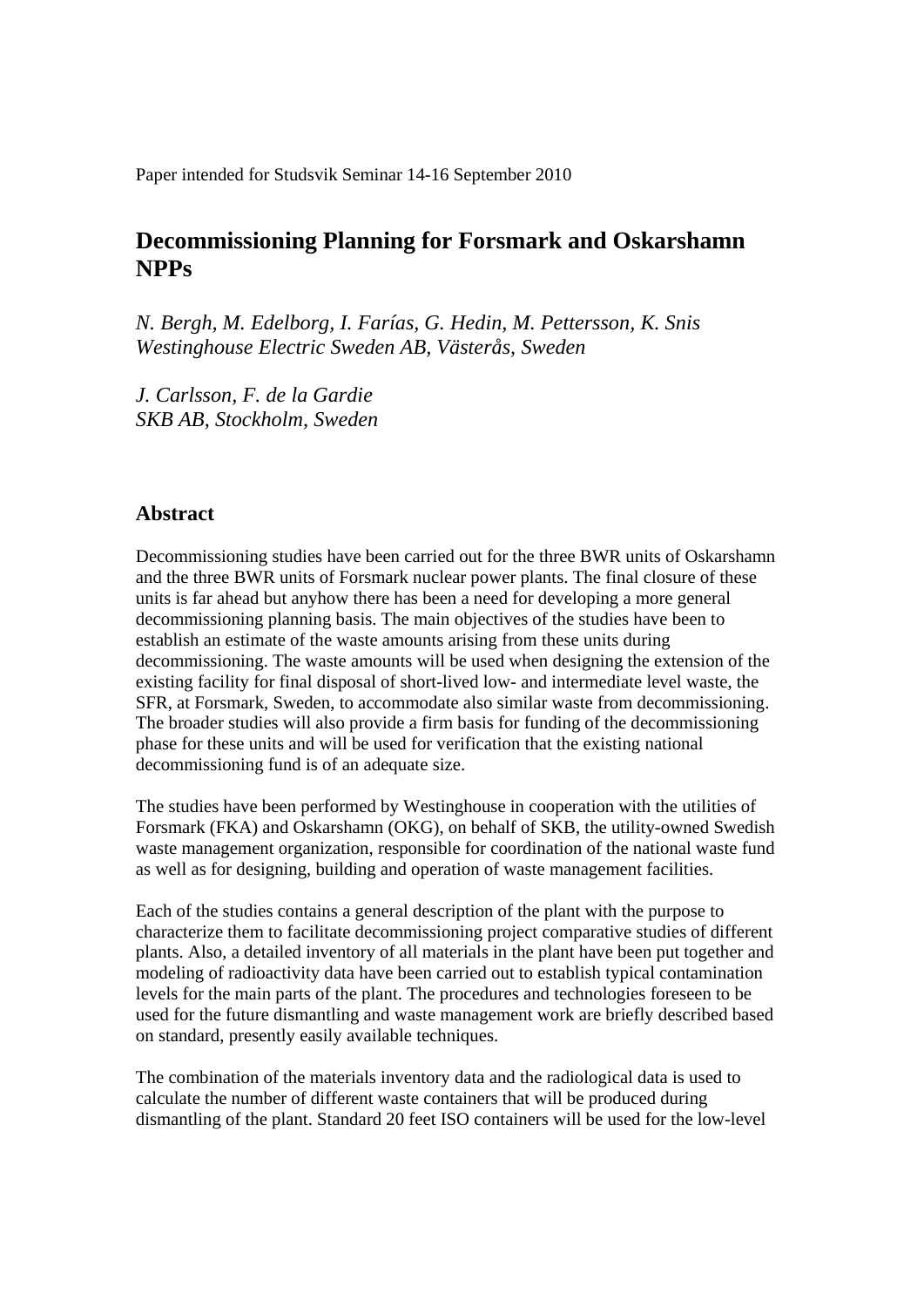Paper intended for Studsvik Seminar 14-16 September 2010

# Decommissioning Planning for Forsmark and Oskarshamn NPPs

*N. Bergh, M. Edelborg, I. Farías, G. Hedin, M. Pettersson, K. Snis*
*Westinghouse Electric Sweden AB, Västerås, Sweden*

*J. Carlsson, F. de la Gardie*
*SKB AB, Stockholm, Sweden*

## Abstract

Decommissioning studies have been carried out for the three BWR units of Oskarshamn and the three BWR units of Forsmark nuclear power plants. The final closure of these units is far ahead but anyhow there has been a need for developing a more general decommissioning planning basis. The main objectives of the studies have been to establish an estimate of the waste amounts arising from these units during decommissioning. The waste amounts will be used when designing the extension of the existing facility for final disposal of short-lived low- and intermediate level waste, the SFR, at Forsmark, Sweden, to accommodate also similar waste from decommissioning. The broader studies will also provide a firm basis for funding of the decommissioning phase for these units and will be used for verification that the existing national decommissioning fund is of an adequate size.

The studies have been performed by Westinghouse in cooperation with the utilities of Forsmark (FKA) and Oskarshamn (OKG), on behalf of SKB, the utility-owned Swedish waste management organization, responsible for coordination of the national waste fund as well as for designing, building and operation of waste management facilities.

Each of the studies contains a general description of the plant with the purpose to characterize them to facilitate decommissioning project comparative studies of different plants. Also, a detailed inventory of all materials in the plant have been put together and modeling of radioactivity data have been carried out to establish typical contamination levels for the main parts of the plant. The procedures and technologies foreseen to be used for the future dismantling and waste management work are briefly described based on standard, presently easily available techniques.

The combination of the materials inventory data and the radiological data is used to calculate the number of different waste containers that will be produced during dismantling of the plant. Standard 20 feet ISO containers will be used for the low-level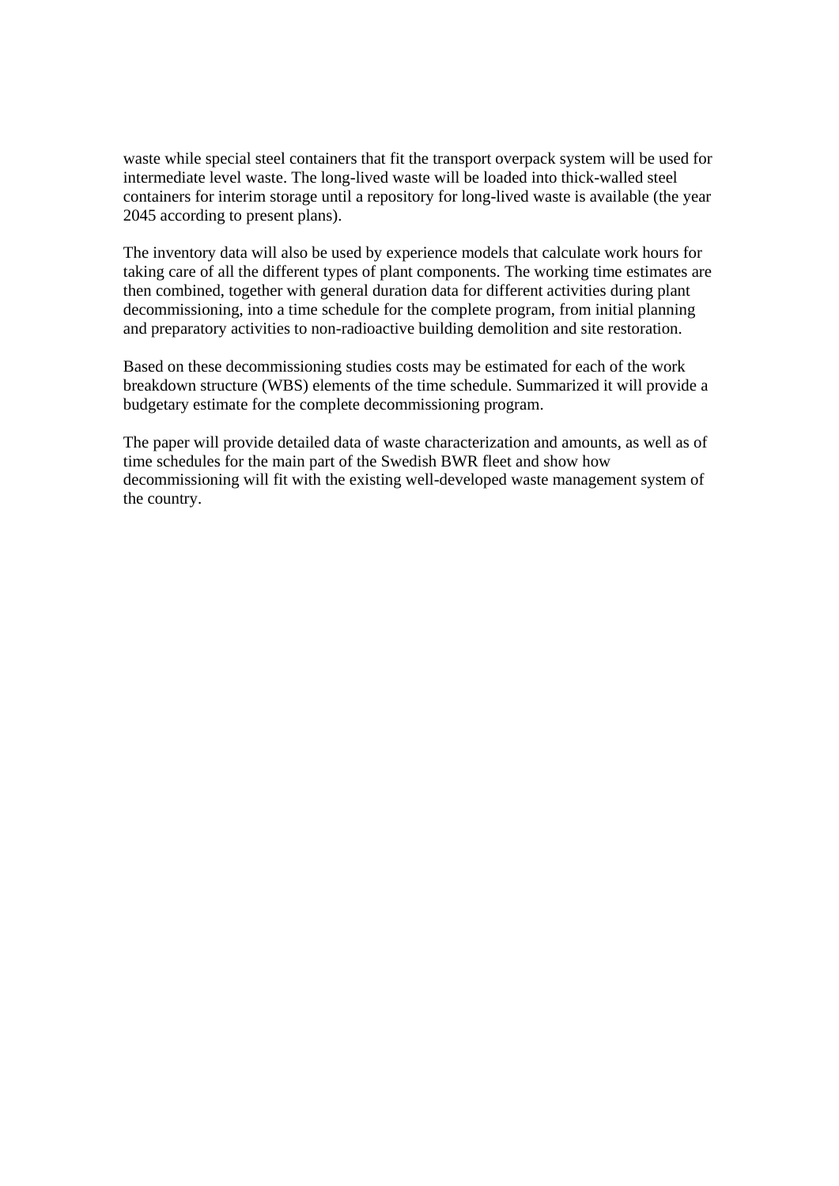waste while special steel containers that fit the transport overpack system will be used for intermediate level waste. The long-lived waste will be loaded into thick-walled steel containers for interim storage until a repository for long-lived waste is available (the year 2045 according to present plans).

The inventory data will also be used by experience models that calculate work hours for taking care of all the different types of plant components. The working time estimates are then combined, together with general duration data for different activities during plant decommissioning, into a time schedule for the complete program, from initial planning and preparatory activities to non-radioactive building demolition and site restoration.

Based on these decommissioning studies costs may be estimated for each of the work breakdown structure (WBS) elements of the time schedule. Summarized it will provide a budgetary estimate for the complete decommissioning program.

The paper will provide detailed data of waste characterization and amounts, as well as of time schedules for the main part of the Swedish BWR fleet and show how decommissioning will fit with the existing well-developed waste management system of the country.